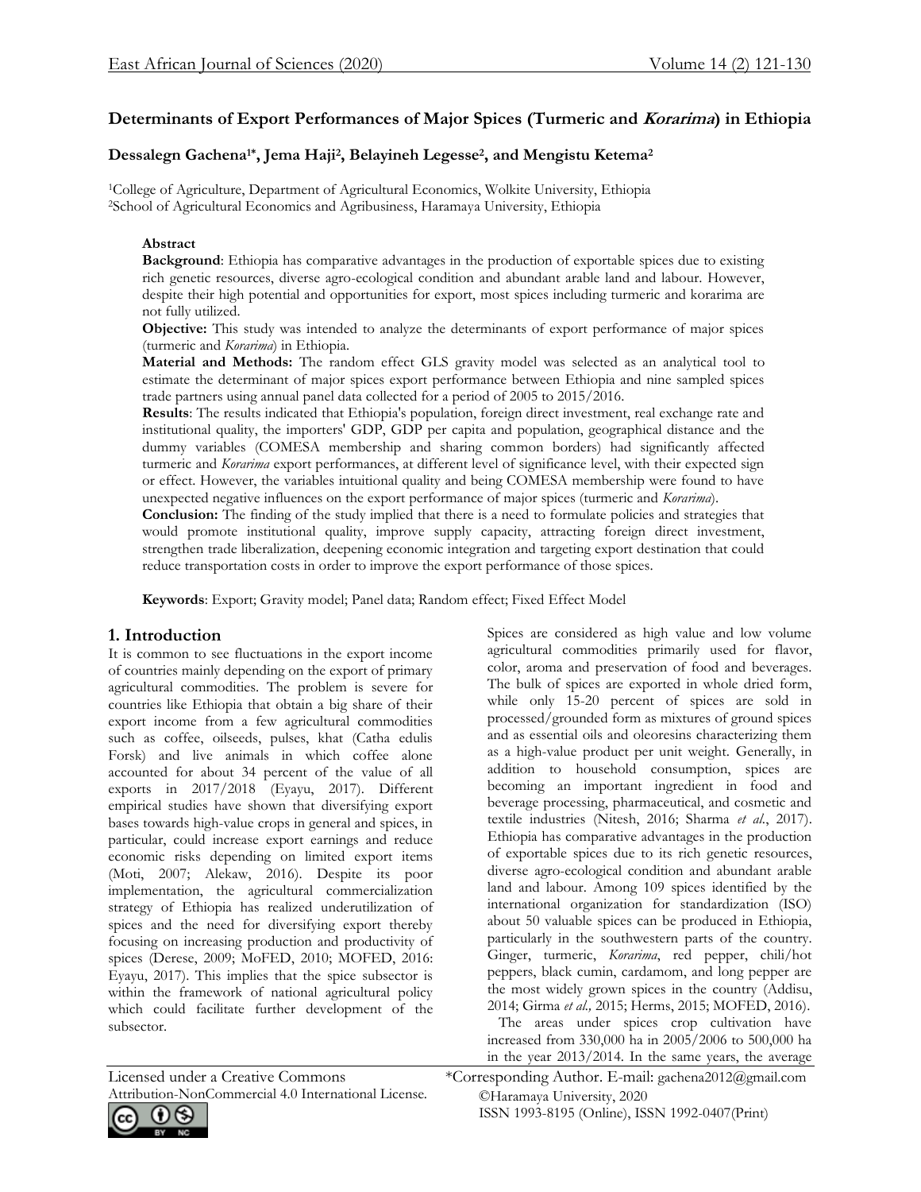# Determinants of Export Performances of Major Spices (Turmeric and *Korarima*) in Ethiopia

**Dessalegn Gachena[1*], Jema Haji[2], Belayineh Legesse[2], and Mengistu Ketema[2]**

[1]College of Agriculture, Department of Agricultural Economics, Wolkite University, Ethiopia
[2]School of Agricultural Economics and Agribusiness, Haramaya University, Ethiopia

**Abstract**

**Background**: Ethiopia has comparative advantages in the production of exportable spices due to existing rich genetic resources, diverse agro-ecological condition and abundant arable land and labour. However, despite their high potential and opportunities for export, most spices including turmeric and korarima are not fully utilized.

**Objective:** This study was intended to analyze the determinants of export performance of major spices (turmeric and *Korarima*) in Ethiopia.

**Material and Methods:** The random effect GLS gravity model was selected as an analytical tool to estimate the determinant of major spices export performance between Ethiopia and nine sampled spices trade partners using annual panel data collected for a period of 2005 to 2015/2016.

**Results**: The results indicated that Ethiopia's population, foreign direct investment, real exchange rate and institutional quality, the importers' GDP, GDP per capita and population, geographical distance and the dummy variables (COMESA membership and sharing common borders) had significantly affected turmeric and *Korarima* export performances, at different level of significance level, with their expected sign or effect. However, the variables intuitional quality and being COMESA membership were found to have unexpected negative influences on the export performance of major spices (turmeric and *Korarima*).

**Conclusion:** The finding of the study implied that there is a need to formulate policies and strategies that would promote institutional quality, improve supply capacity, attracting foreign direct investment, strengthen trade liberalization, deepening economic integration and targeting export destination that could reduce transportation costs in order to improve the export performance of those spices.

**Keywords**: Export; Gravity model; Panel data; Random effect; Fixed Effect Model

## 1. Introduction

It is common to see fluctuations in the export income of countries mainly depending on the export of primary agricultural commodities. The problem is severe for countries like Ethiopia that obtain a big share of their export income from a few agricultural commodities such as coffee, oilseeds, pulses, khat (Catha edulis Forsk) and live animals in which coffee alone accounted for about 34 percent of the value of all exports in 2017/2018 (Eyayu, 2017). Different empirical studies have shown that diversifying export bases towards high-value crops in general and spices, in particular, could increase export earnings and reduce economic risks depending on limited export items (Moti, 2007; Alekaw, 2016). Despite its poor implementation, the agricultural commercialization strategy of Ethiopia has realized underutilization of spices and the need for diversifying export thereby focusing on increasing production and productivity of spices (Derese, 2009; MoFED, 2010; MOFED, 2016: Eyayu, 2017). This implies that the spice subsector is within the framework of national agricultural policy which could facilitate further development of the subsector.

Spices are considered as high value and low volume agricultural commodities primarily used for flavor, color, aroma and preservation of food and beverages. The bulk of spices are exported in whole dried form, while only 15-20 percent of spices are sold in processed/grounded form as mixtures of ground spices and as essential oils and oleoresins characterizing them as a high-value product per unit weight. Generally, in addition to household consumption, spices are becoming an important ingredient in food and beverage processing, pharmaceutical, and cosmetic and textile industries (Nitesh, 2016; Sharma *et al*., 2017). Ethiopia has comparative advantages in the production of exportable spices due to its rich genetic resources, diverse agro-ecological condition and abundant arable land and labour. Among 109 spices identified by the international organization for standardization (ISO) about 50 valuable spices can be produced in Ethiopia, particularly in the southwestern parts of the country. Ginger, turmeric, *Korarima*, red pepper, chili/hot peppers, black cumin, cardamom, and long pepper are the most widely grown spices in the country (Addisu, 2014; Girma *et al.,* 2015; Herms, 2015; MOFED, 2016).

The areas under spices crop cultivation have increased from 330,000 ha in 2005/2006 to 500,000 ha in the year 2013/2014. In the same years, the average

Licensed under a Creative Commons Attribution-NonCommercial 4.0 International License.

*Corresponding Author. E-mail: gachena2012@gmail.com
©Haramaya University, 2020
ISSN 1993-8195 (Online), ISSN 1992-0407(Print)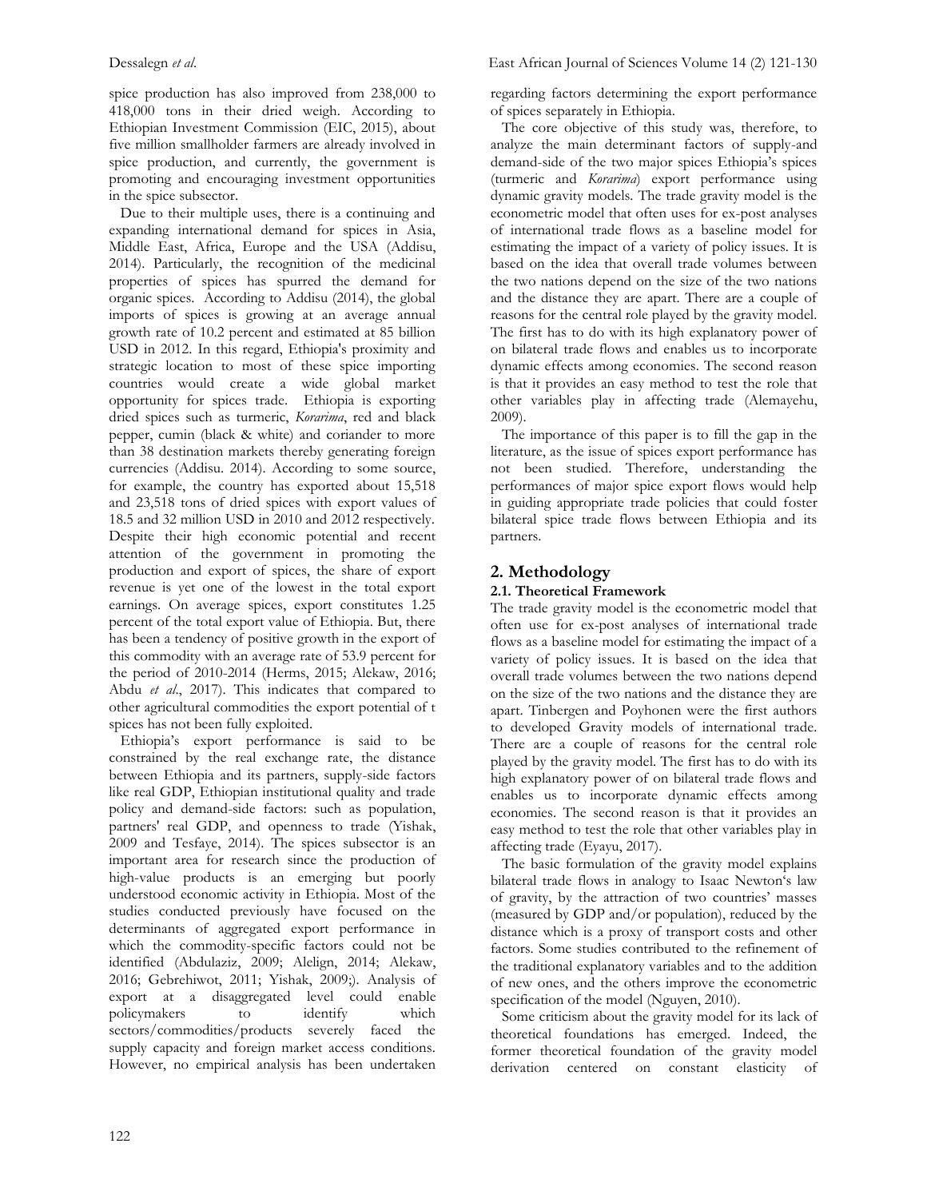spice production has also improved from 238,000 to 418,000 tons in their dried weigh. According to Ethiopian Investment Commission (EIC, 2015), about five million smallholder farmers are already involved in spice production, and currently, the government is promoting and encouraging investment opportunities in the spice subsector.

Due to their multiple uses, there is a continuing and expanding international demand for spices in Asia, Middle East, Africa, Europe and the USA (Addisu, 2014). Particularly, the recognition of the medicinal properties of spices has spurred the demand for organic spices. According to Addisu (2014), the global imports of spices is growing at an average annual growth rate of 10.2 percent and estimated at 85 billion USD in 2012. In this regard, Ethiopia's proximity and strategic location to most of these spice importing countries would create a wide global market opportunity for spices trade. Ethiopia is exporting dried spices such as turmeric, *Korarima*, red and black pepper, cumin (black & white) and coriander to more than 38 destination markets thereby generating foreign currencies (Addisu. 2014). According to some source, for example, the country has exported about 15,518 and 23,518 tons of dried spices with export values of 18.5 and 32 million USD in 2010 and 2012 respectively. Despite their high economic potential and recent attention of the government in promoting the production and export of spices, the share of export revenue is yet one of the lowest in the total export earnings. On average spices, export constitutes 1.25 percent of the total export value of Ethiopia. But, there has been a tendency of positive growth in the export of this commodity with an average rate of 53.9 percent for the period of 2010-2014 (Herms, 2015; Alekaw, 2016; Abdu *et al*., 2017). This indicates that compared to other agricultural commodities the export potential of t spices has not been fully exploited.

Ethiopia's export performance is said to be constrained by the real exchange rate, the distance between Ethiopia and its partners, supply-side factors like real GDP, Ethiopian institutional quality and trade policy and demand-side factors: such as population, partners' real GDP, and openness to trade (Yishak, 2009 and Tesfaye, 2014). The spices subsector is an important area for research since the production of high-value products is an emerging but poorly understood economic activity in Ethiopia. Most of the studies conducted previously have focused on the determinants of aggregated export performance in which the commodity-specific factors could not be identified (Abdulaziz, 2009; Alelign, 2014; Alekaw, 2016; Gebrehiwot, 2011; Yishak, 2009;). Analysis of export at a disaggregated level could enable policymakers to identify which sectors/commodities/products severely faced the supply capacity and foreign market access conditions. However, no empirical analysis has been undertaken regarding factors determining the export performance of spices separately in Ethiopia.

The core objective of this study was, therefore, to analyze the main determinant factors of supply-and demand-side of the two major spices Ethiopia's spices (turmeric and *Korarima*) export performance using dynamic gravity models. The trade gravity model is the econometric model that often uses for ex-post analyses of international trade flows as a baseline model for estimating the impact of a variety of policy issues. It is based on the idea that overall trade volumes between the two nations depend on the size of the two nations and the distance they are apart. There are a couple of reasons for the central role played by the gravity model. The first has to do with its high explanatory power of on bilateral trade flows and enables us to incorporate dynamic effects among economies. The second reason is that it provides an easy method to test the role that other variables play in affecting trade (Alemayehu, 2009).

The importance of this paper is to fill the gap in the literature, as the issue of spices export performance has not been studied. Therefore, understanding the performances of major spice export flows would help in guiding appropriate trade policies that could foster bilateral spice trade flows between Ethiopia and its partners.

## 2. Methodology

### 2.1. Theoretical Framework

The trade gravity model is the econometric model that often use for ex-post analyses of international trade flows as a baseline model for estimating the impact of a variety of policy issues. It is based on the idea that overall trade volumes between the two nations depend on the size of the two nations and the distance they are apart. Tinbergen and Poyhonen were the first authors to developed Gravity models of international trade. There are a couple of reasons for the central role played by the gravity model. The first has to do with its high explanatory power of on bilateral trade flows and enables us to incorporate dynamic effects among economies. The second reason is that it provides an easy method to test the role that other variables play in affecting trade (Eyayu, 2017).

The basic formulation of the gravity model explains bilateral trade flows in analogy to Isaac Newton's law of gravity, by the attraction of two countries' masses (measured by GDP and/or population), reduced by the distance which is a proxy of transport costs and other factors. Some studies contributed to the refinement of the traditional explanatory variables and to the addition of new ones, and the others improve the econometric specification of the model (Nguyen, 2010).

Some criticism about the gravity model for its lack of theoretical foundations has emerged. Indeed, the former theoretical foundation of the gravity model derivation centered on constant elasticity of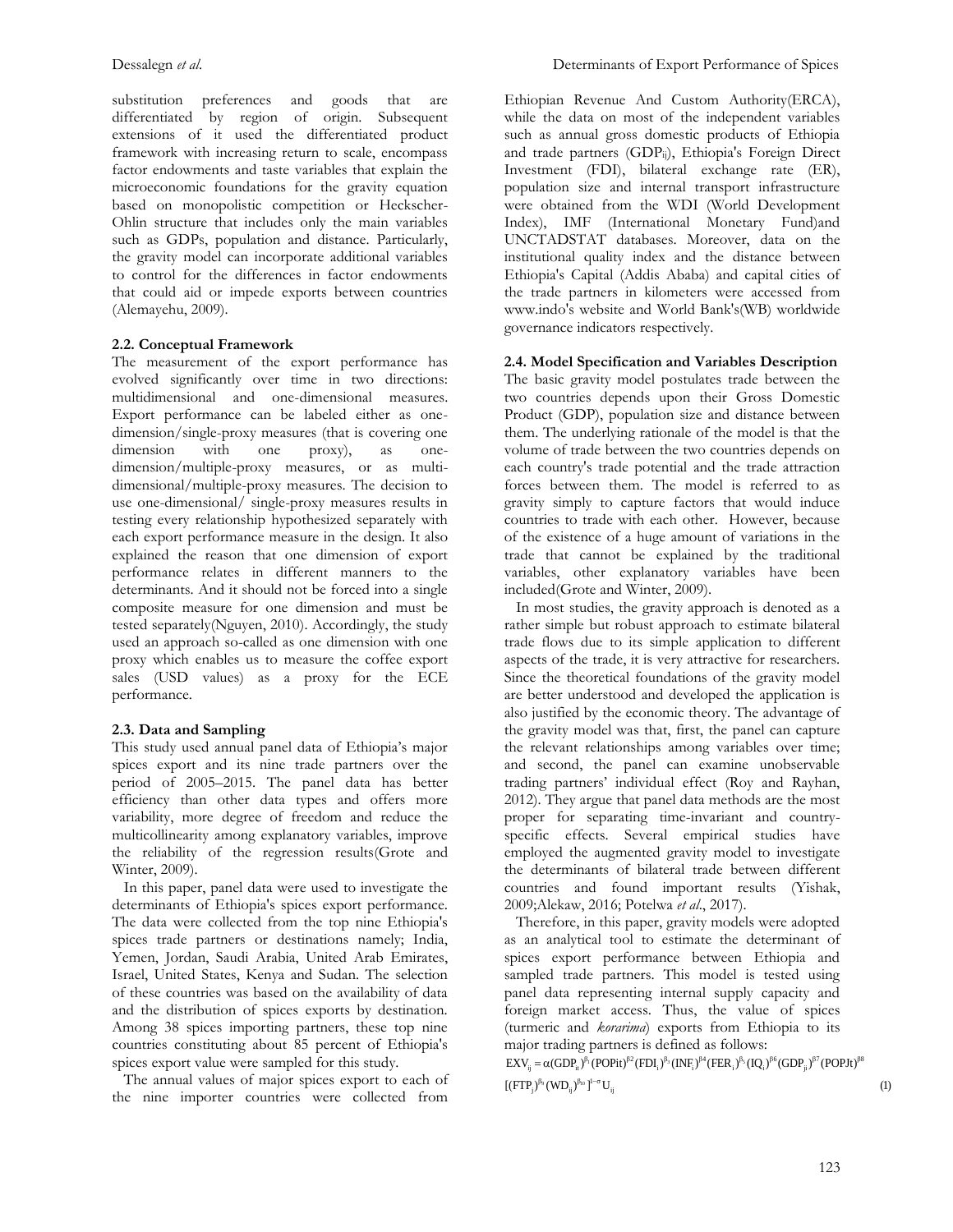substitution preferences and goods that are differentiated by region of origin. Subsequent extensions of it used the differentiated product framework with increasing return to scale, encompass factor endowments and taste variables that explain the microeconomic foundations for the gravity equation based on monopolistic competition or Heckscher-Ohlin structure that includes only the main variables such as GDPs, population and distance. Particularly, the gravity model can incorporate additional variables to control for the differences in factor endowments that could aid or impede exports between countries (Alemayehu, 2009).

### 2.2. Conceptual Framework

The measurement of the export performance has evolved significantly over time in two directions: multidimensional and one-dimensional measures. Export performance can be labeled either as one-dimension/single-proxy measures (that is covering one dimension with one proxy), as one-dimension/multiple-proxy measures, or as multi-dimensional/multiple-proxy measures. The decision to use one-dimensional/ single-proxy measures results in testing every relationship hypothesized separately with each export performance measure in the design. It also explained the reason that one dimension of export performance relates in different manners to the determinants. And it should not be forced into a single composite measure for one dimension and must be tested separately(Nguyen, 2010). Accordingly, the study used an approach so-called as one dimension with one proxy which enables us to measure the coffee export sales (USD values) as a proxy for the ECE performance.

### 2.3. Data and Sampling

This study used annual panel data of Ethiopia's major spices export and its nine trade partners over the period of 2005–2015. The panel data has better efficiency than other data types and offers more variability, more degree of freedom and reduce the multicollinearity among explanatory variables, improve the reliability of the regression results(Grote and Winter, 2009).

In this paper, panel data were used to investigate the determinants of Ethiopia's spices export performance. The data were collected from the top nine Ethiopia's spices trade partners or destinations namely; India, Yemen, Jordan, Saudi Arabia, United Arab Emirates, Israel, United States, Kenya and Sudan. The selection of these countries was based on the availability of data and the distribution of spices exports by destination. Among 38 spices importing partners, these top nine countries constituting about 85 percent of Ethiopia's spices export value were sampled for this study.

The annual values of major spices export to each of the nine importer countries were collected from Ethiopian Revenue And Custom Authority(ERCA), while the data on most of the independent variables such as annual gross domestic products of Ethiopia and trade partners ($GDP_{ij}$), Ethiopia's Foreign Direct Investment (FDI), bilateral exchange rate (ER), population size and internal transport infrastructure were obtained from the WDI (World Development Index), IMF (International Monetary Fund)and UNCTADSTAT databases. Moreover, data on the institutional quality index and the distance between Ethiopia's Capital (Addis Ababa) and capital cities of the trade partners in kilometers were accessed from www.indo's website and World Bank's(WB) worldwide governance indicators respectively.

### 2.4. Model Specification and Variables Description

The basic gravity model postulates trade between the two countries depends upon their Gross Domestic Product (GDP), population size and distance between them. The underlying rationale of the model is that the volume of trade between the two countries depends on each country's trade potential and the trade attraction forces between them. The model is referred to as gravity simply to capture factors that would induce countries to trade with each other. However, because of the existence of a huge amount of variations in the trade that cannot be explained by the traditional variables, other explanatory variables have been included(Grote and Winter, 2009).

In most studies, the gravity approach is denoted as a rather simple but robust approach to estimate bilateral trade flows due to its simple application to different aspects of the trade, it is very attractive for researchers. Since the theoretical foundations of the gravity model are better understood and developed the application is also justified by the economic theory. The advantage of the gravity model was that, first, the panel can capture the relevant relationships among variables over time; and second, the panel can examine unobservable trading partners' individual effect (Roy and Rayhan, 2012). They argue that panel data methods are the most proper for separating time-invariant and country-specific effects. Several empirical studies have employed the augmented gravity model to investigate the determinants of bilateral trade between different countries and found important results (Yishak, 2009;Alekaw, 2016; Potelwa *et al*., 2017).

Therefore, in this paper, gravity models were adopted as an analytical tool to estimate the determinant of spices export performance between Ethiopia and sampled trade partners. This model is tested using panel data representing internal supply capacity and foreign market access. Thus, the value of spices (turmeric and *korarima*) exports from Ethiopia to its major trading partners is defined as follows:

$$EXV_{ij} = \alpha(GDP_{it})^{\beta_1}(POPit)^{\beta_2}(FDI_i)^{\beta_3}(INF_i)^{\beta_4}(FER_i)^{\beta_5}(IQ_i)^{\beta_6}(GDP_{ji})^{\beta_7}(POPJt)^{\beta_8}[(FTP_j)^{\beta_9}(WD_{ij})^{\beta_{10}}]^{1-\sigma}U_{ij} \quad (1)$$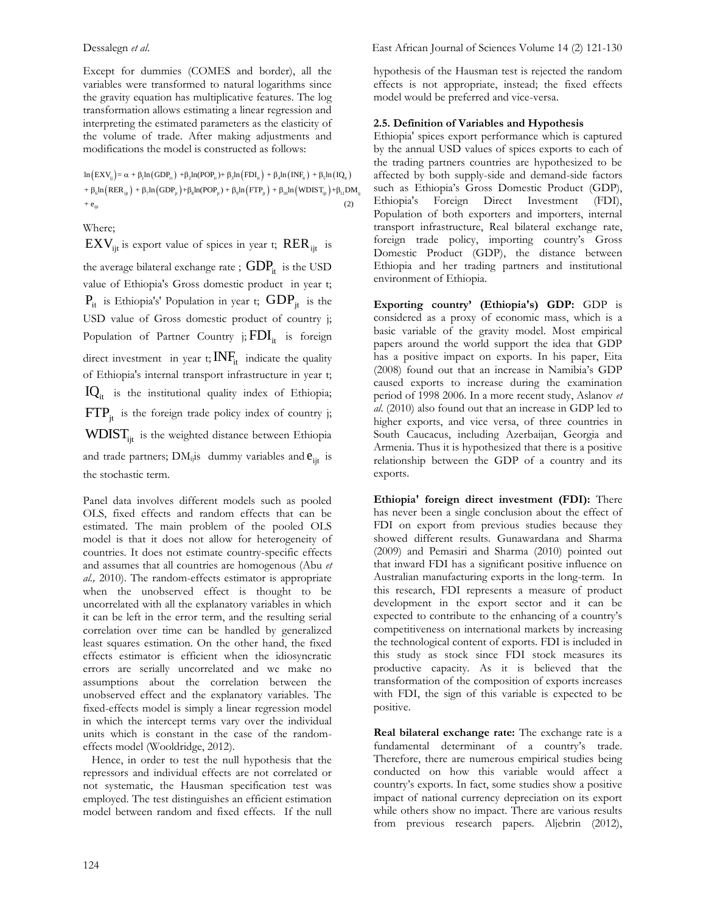Except for dummies (COMES and border), all the variables were transformed to natural logarithms since the gravity equation has multiplicative features. The log transformation allows estimating a linear regression and interpreting the estimated parameters as the elasticity of the volume of trade. After making adjustments and modifications the model is constructed as follows:

$$\ln(EXV_{ij}) = \alpha + \beta_1 \ln(GDP_{it}) + \beta_2 \ln(POP_{it}) + \beta_3 \ln(FDI_{it}) + \beta_4 \ln(INF_{it}) + \beta_5 \ln(IQ_{it}) + \beta_6 \ln(RER_{ijt}) + \beta_7 \ln(GDP_{jt}) + \beta_8 \ln(POP_{jt}) + \beta_9 \ln(FTP_{jt}) + \beta_{10} \ln(WDIST_{ijt}) + \beta_{11} DM_{ij} + e_{ijt} \quad (2)$$

Where;

$EXV_{ijt}$ is export value of spices in year t; $RER_{ijt}$ is the average bilateral exchange rate ; $GDP_{it}$ is the USD value of Ethiopia's Gross domestic product in year t; $P_{it}$ is Ethiopia's' Population in year t; $GDP_{jt}$ is the USD value of Gross domestic product of country j; Population of Partner Country j; $FDI_{it}$ is foreign direct investment in year t; $INF_{it}$ indicate the quality of Ethiopia's internal transport infrastructure in year t; $IQ_{it}$ is the institutional quality index of Ethiopia; $FTP_{jt}$ is the foreign trade policy index of country j; $WDIST_{ijt}$ is the weighted distance between Ethiopia and trade partners; $DM_{ij}$is dummy variables and $e_{ijt}$ is the stochastic term.

Panel data involves different models such as pooled OLS, fixed effects and random effects that can be estimated. The main problem of the pooled OLS model is that it does not allow for heterogeneity of countries. It does not estimate country-specific effects and assumes that all countries are homogenous (Abu *et al.,* 2010). The random-effects estimator is appropriate when the unobserved effect is thought to be uncorrelated with all the explanatory variables in which it can be left in the error term, and the resulting serial correlation over time can be handled by generalized least squares estimation. On the other hand, the fixed effects estimator is efficient when the idiosyncratic errors are serially uncorrelated and we make no assumptions about the correlation between the unobserved effect and the explanatory variables. The fixed-effects model is simply a linear regression model in which the intercept terms vary over the individual units which is constant in the case of the random-effects model (Wooldridge, 2012).

Hence, in order to test the null hypothesis that the repressors and individual effects are not correlated or not systematic, the Hausman specification test was employed. The test distinguishes an efficient estimation model between random and fixed effects. If the null hypothesis of the Hausman test is rejected the random effects is not appropriate, instead; the fixed effects model would be preferred and vice-versa.

### 2.5. Definition of Variables and Hypothesis

Ethiopia' spices export performance which is captured by the annual USD values of spices exports to each of the trading partners countries are hypothesized to be affected by both supply-side and demand-side factors such as Ethiopia's Gross Domestic Product (GDP), Ethiopia's Foreign Direct Investment (FDI), Population of both exporters and importers, internal transport infrastructure, Real bilateral exchange rate, foreign trade policy, importing country's Gross Domestic Product (GDP), the distance between Ethiopia and her trading partners and institutional environment of Ethiopia.

**Exporting country' (Ethiopia's) GDP:** GDP is considered as a proxy of economic mass, which is a basic variable of the gravity model. Most empirical papers around the world support the idea that GDP has a positive impact on exports. In his paper, Eita (2008) found out that an increase in Namibia's GDP caused exports to increase during the examination period of 1998 2006. In a more recent study, Aslanov *et al*. (2010) also found out that an increase in GDP led to higher exports, and vice versa, of three countries in South Caucacus, including Azerbaijan, Georgia and Armenia. Thus it is hypothesized that there is a positive relationship between the GDP of a country and its exports.

**Ethiopia' foreign direct investment (FDI):** There has never been a single conclusion about the effect of FDI on export from previous studies because they showed different results. Gunawardana and Sharma (2009) and Pemasiri and Sharma (2010) pointed out that inward FDI has a significant positive influence on Australian manufacturing exports in the long-term. In this research, FDI represents a measure of product development in the export sector and it can be expected to contribute to the enhancing of a country's competitiveness on international markets by increasing the technological content of exports. FDI is included in this study as stock since FDI stock measures its productive capacity. As it is believed that the transformation of the composition of exports increases with FDI, the sign of this variable is expected to be positive.

**Real bilateral exchange rate:** The exchange rate is a fundamental determinant of a country's trade. Therefore, there are numerous empirical studies being conducted on how this variable would affect a country's exports. In fact, some studies show a positive impact of national currency depreciation on its export while others show no impact. There are various results from previous research papers. Aljebrin (2012),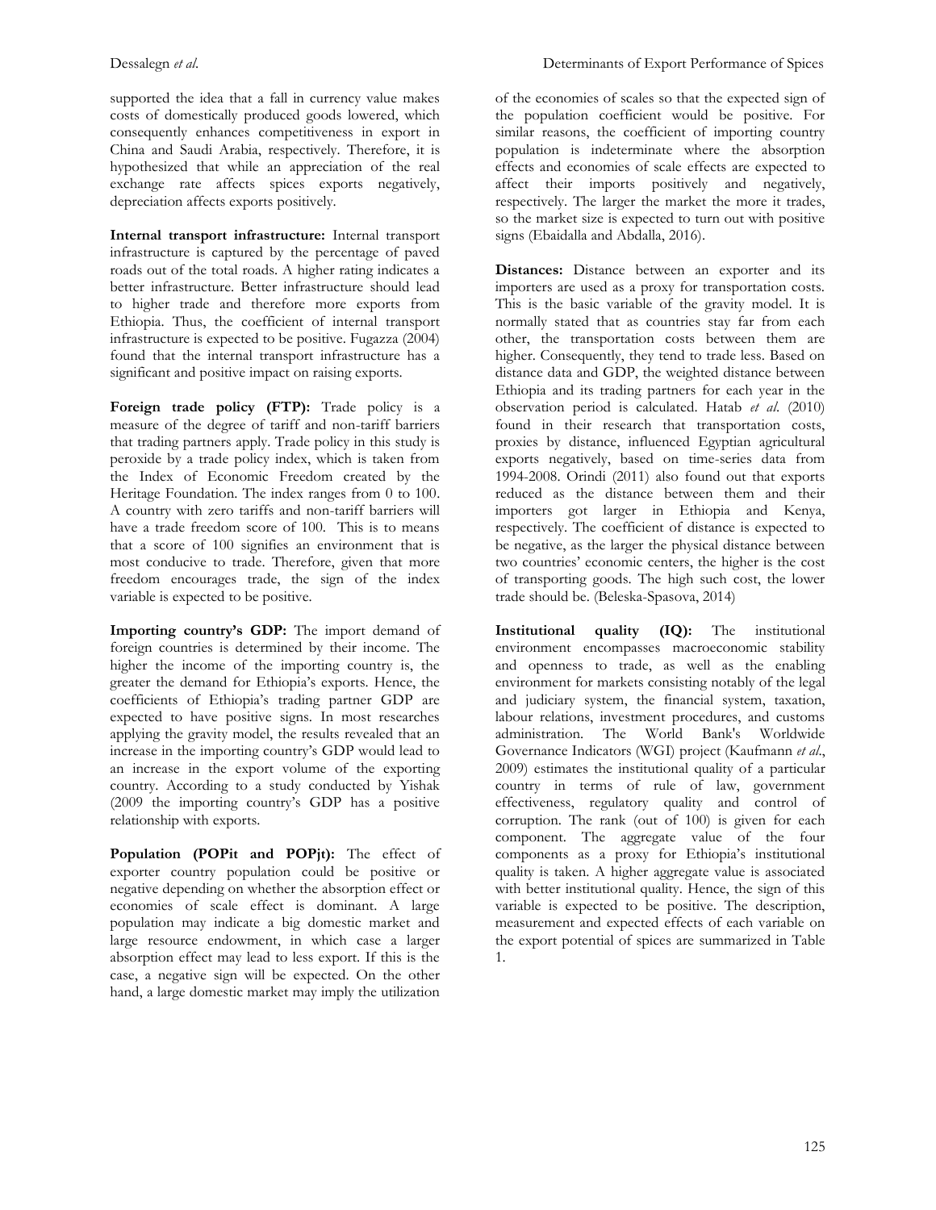supported the idea that a fall in currency value makes costs of domestically produced goods lowered, which consequently enhances competitiveness in export in China and Saudi Arabia, respectively. Therefore, it is hypothesized that while an appreciation of the real exchange rate affects spices exports negatively, depreciation affects exports positively.

**Internal transport infrastructure:** Internal transport infrastructure is captured by the percentage of paved roads out of the total roads. A higher rating indicates a better infrastructure. Better infrastructure should lead to higher trade and therefore more exports from Ethiopia. Thus, the coefficient of internal transport infrastructure is expected to be positive. Fugazza (2004) found that the internal transport infrastructure has a significant and positive impact on raising exports.

**Foreign trade policy (FTP):** Trade policy is a measure of the degree of tariff and non-tariff barriers that trading partners apply. Trade policy in this study is peroxide by a trade policy index, which is taken from the Index of Economic Freedom created by the Heritage Foundation. The index ranges from 0 to 100. A country with zero tariffs and non-tariff barriers will have a trade freedom score of 100. This is to means that a score of 100 signifies an environment that is most conducive to trade. Therefore, given that more freedom encourages trade, the sign of the index variable is expected to be positive.

**Importing country's GDP:** The import demand of foreign countries is determined by their income. The higher the income of the importing country is, the greater the demand for Ethiopia's exports. Hence, the coefficients of Ethiopia's trading partner GDP are expected to have positive signs. In most researches applying the gravity model, the results revealed that an increase in the importing country's GDP would lead to an increase in the export volume of the exporting country. According to a study conducted by Yishak (2009 the importing country's GDP has a positive relationship with exports.

**Population ($POP_{it}$ and $POP_{jt}$):** The effect of exporter country population could be positive or negative depending on whether the absorption effect or economies of scale effect is dominant. A large population may indicate a big domestic market and large resource endowment, in which case a larger absorption effect may lead to less export. If this is the case, a negative sign will be expected. On the other hand, a large domestic market may imply the utilization of the economies of scales so that the expected sign of the population coefficient would be positive. For similar reasons, the coefficient of importing country population is indeterminate where the absorption effects and economies of scale effects are expected to affect their imports positively and negatively, respectively. The larger the market the more it trades, so the market size is expected to turn out with positive signs (Ebaidalla and Abdalla, 2016).

**Distances:** Distance between an exporter and its importers are used as a proxy for transportation costs. This is the basic variable of the gravity model. It is normally stated that as countries stay far from each other, the transportation costs between them are higher. Consequently, they tend to trade less. Based on distance data and GDP, the weighted distance between Ethiopia and its trading partners for each year in the observation period is calculated. Hatab *et al.* (2010) found in their research that transportation costs, proxies by distance, influenced Egyptian agricultural exports negatively, based on time-series data from 1994-2008. Orindi (2011) also found out that exports reduced as the distance between them and their importers got larger in Ethiopia and Kenya, respectively. The coefficient of distance is expected to be negative, as the larger the physical distance between two countries' economic centers, the higher is the cost of transporting goods. The high such cost, the lower trade should be. (Beleska-Spasova, 2014)

**Institutional quality (IQ):** The institutional environment encompasses macroeconomic stability and openness to trade, as well as the enabling environment for markets consisting notably of the legal and judiciary system, the financial system, taxation, labour relations, investment procedures, and customs administration. The World Bank's Worldwide Governance Indicators (WGI) project (Kaufmann *et al.*, 2009) estimates the institutional quality of a particular country in terms of rule of law, government effectiveness, regulatory quality and control of corruption. The rank (out of 100) is given for each component. The aggregate value of the four components as a proxy for Ethiopia's institutional quality is taken. A higher aggregate value is associated with better institutional quality. Hence, the sign of this variable is expected to be positive. The description, measurement and expected effects of each variable on the export potential of spices are summarized in Table 1.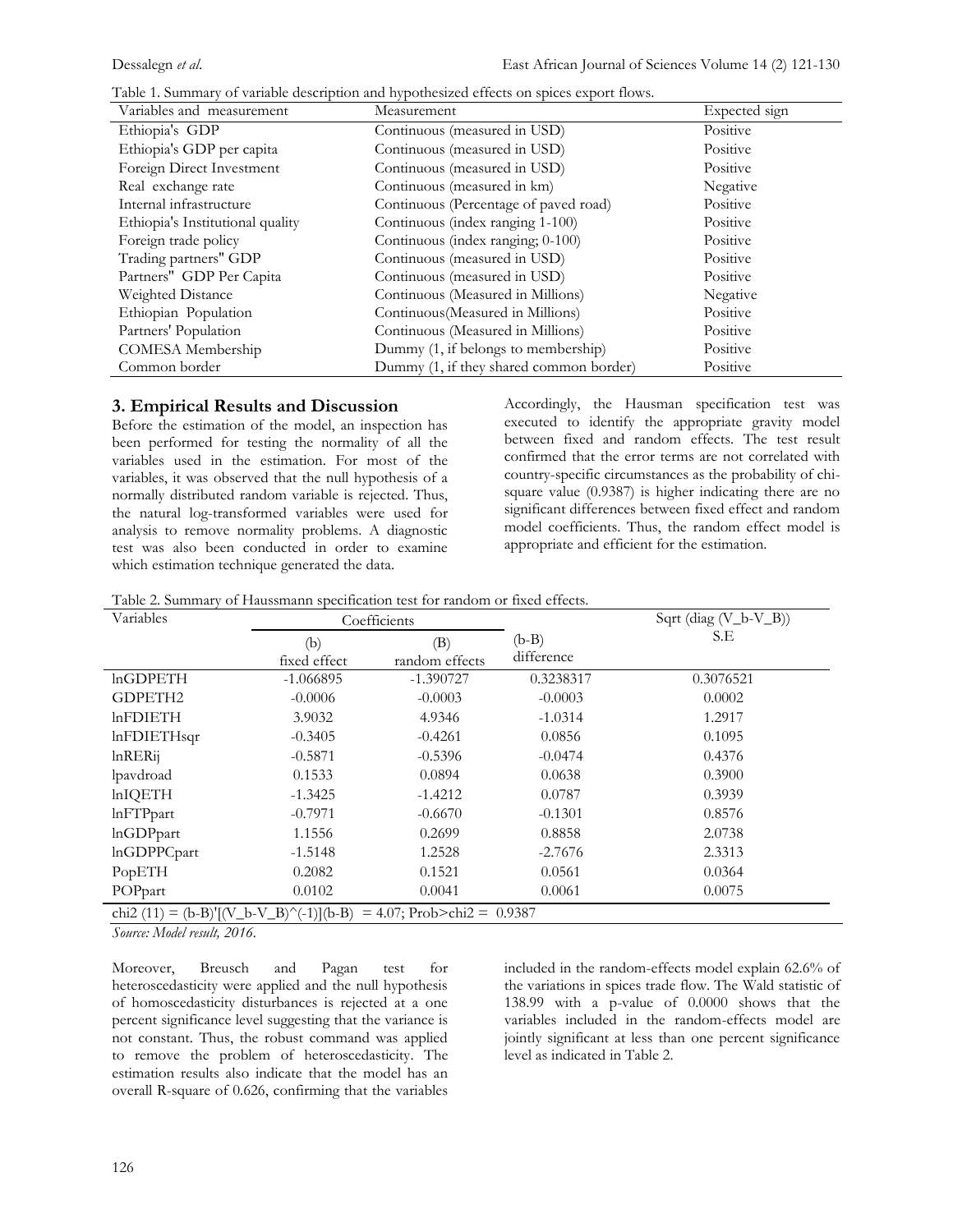Table 1. Summary of variable description and hypothesized effects on spices export flows.

| Variables and measurement | Measurement | Expected sign |
|---|---|---|
| Ethiopia's GDP | Continuous (measured in USD) | Positive |
| Ethiopia's GDP per capita | Continuous (measured in USD) | Positive |
| Foreign Direct Investment | Continuous (measured in USD) | Positive |
| Real exchange rate | Continuous (measured in km) | Negative |
| Internal infrastructure | Continuous (Percentage of paved road) | Positive |
| Ethiopia's Institutional quality | Continuous (index ranging 1-100) | Positive |
| Foreign trade policy | Continuous (index ranging; 0-100) | Positive |
| Trading partners" GDP | Continuous (measured in USD) | Positive |
| Partners" GDP Per Capita | Continuous (measured in USD) | Positive |
| Weighted Distance | Continuous (Measured in Millions) | Negative |
| Ethiopian Population | Continuous(Measured in Millions) | Positive |
| Partners' Population | Continuous (Measured in Millions) | Positive |
| COMESA Membership | Dummy (1, if belongs to membership) | Positive |
| Common border | Dummy (1, if they shared common border) | Positive |

## 3. Empirical Results and Discussion

Before the estimation of the model, an inspection has been performed for testing the normality of all the variables used in the estimation. For most of the variables, it was observed that the null hypothesis of a normally distributed random variable is rejected. Thus, the natural log-transformed variables were used for analysis to remove normality problems. A diagnostic test was also been conducted in order to examine which estimation technique generated the data.

Accordingly, the Hausman specification test was executed to identify the appropriate gravity model between fixed and random effects. The test result confirmed that the error terms are not correlated with country-specific circumstances as the probability of chi-square value (0.9387) is higher indicating there are no significant differences between fixed effect and random model coefficients. Thus, the random effect model is appropriate and efficient for the estimation.

Table 2. Summary of Haussmann specification test for random or fixed effects.

| Variables | Coefficients | | | Sqrt (diag (V_b-V_B)) |
|---|---|---|---|---|
| | (b) fixed effect | (B) random effects | (b-B) difference | S.E |
| lnGDPETH | -1.066895 | -1.390727 | 0.3238317 | 0.3076521 |
| GDPETH2 | -0.0006 | -0.0003 | -0.0003 | 0.0002 |
| lnFDIETH | 3.9032 | 4.9346 | -1.0314 | 1.2917 |
| lnFDIETHsqr | -0.3405 | -0.4261 | 0.0856 | 0.1095 |
| lnRERij | -0.5871 | -0.5396 | -0.0474 | 0.4376 |
| lpavdroad | 0.1533 | 0.0894 | 0.0638 | 0.3900 |
| lnIQETH | -1.3425 | -1.4212 | 0.0787 | 0.3939 |
| lnFTPpart | -0.7971 | -0.6670 | -0.1301 | 0.8576 |
| lnGDPpart | 1.1556 | 0.2699 | 0.8858 | 2.0738 |
| lnGDPPCpart | -1.5148 | 1.2528 | -2.7676 | 2.3313 |
| PopETH | 0.2082 | 0.1521 | 0.0561 | 0.0364 |
| POPpart | 0.0102 | 0.0041 | 0.0061 | 0.0075 |

chi2 (11) = (b-B)'[(V_b-V_B)^(-1)](b-B) = 4.07; Prob>chi2 = 0.9387

*Source: Model result, 2016.*

Moreover, Breusch and Pagan test for heteroscedasticity were applied and the null hypothesis of homoscedasticity disturbances is rejected at a one percent significance level suggesting that the variance is not constant. Thus, the robust command was applied to remove the problem of heteroscedasticity. The estimation results also indicate that the model has an overall R-square of 0.626, confirming that the variables included in the random-effects model explain 62.6% of the variations in spices trade flow. The Wald statistic of 138.99 with a p-value of 0.0000 shows that the variables included in the random-effects model are jointly significant at less than one percent significance level as indicated in Table 2.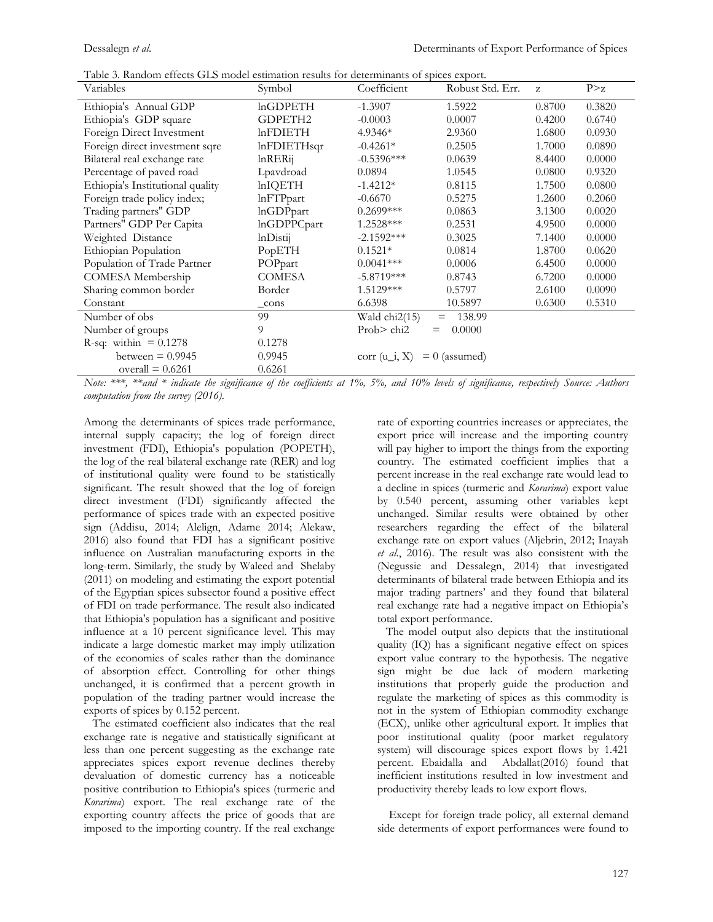Table 3. Random effects GLS model estimation results for determinants of spices export.

| Variables | Symbol | Coefficient | Robust Std. Err. | z | P>z |
|---|---|---|---|---|---|
| Ethiopia's Annual GDP | lnGDPETH | -1.3907 | 1.5922 | 0.8700 | 0.3820 |
| Ethiopia's GDP square | GDPETH2 | -0.0003 | 0.0007 | 0.4200 | 0.6740 |
| Foreign Direct Investment | lnFDIETH | 4.9346* | 2.9360 | 1.6800 | 0.0930 |
| Foreign direct investment sqre | lnFDIETHsqr | -0.4261* | 0.2505 | 1.7000 | 0.0890 |
| Bilateral real exchange rate | lnRERij | -0.5396*** | 0.0639 | 8.4400 | 0.0000 |
| Percentage of paved road | Lpavdroad | 0.0894 | 1.0545 | 0.0800 | 0.9320 |
| Ethiopia's Institutional quality | lnIQETH | -1.4212* | 0.8115 | 1.7500 | 0.0800 |
| Foreign trade policy index; | lnFTPpart | -0.6670 | 0.5275 | 1.2600 | 0.2060 |
| Trading partners" GDP | lnGDPpart | 0.2699*** | 0.0863 | 3.1300 | 0.0020 |
| Partners" GDP Per Capita | lnGDPPCpart | 1.2528*** | 0.2531 | 4.9500 | 0.0000 |
| Weighted Distance | lnDistij | -2.1592*** | 0.3025 | 7.1400 | 0.0000 |
| Ethiopian Population | PopETH | 0.1521* | 0.0814 | 1.8700 | 0.0620 |
| Population of Trade Partner | POPpart | 0.0041*** | 0.0006 | 6.4500 | 0.0000 |
| COMESA Membership | COMESA | -5.8719*** | 0.8743 | 6.7200 | 0.0000 |
| Sharing common border | Border | 1.5129*** | 0.5797 | 2.6100 | 0.0090 |
| Constant | _cons | 6.6398 | 10.5897 | 0.6300 | 0.5310 |
| Number of obs | 99 | Wald chi2(15) | = 138.99 | | |
| Number of groups | 9 | Prob> chi2 | = 0.0000 | | |
| R-sq: within = 0.1278 | 0.1278 | | | | |
| between = 0.9945 | 0.9945 | corr (u_i, X) | = 0 (assumed) | | |
| overall = 0.6261 | 0.6261 | | | | |

*Note: \*\*\*, \*\*and \* indicate the significance of the coefficients at 1%, 5%, and 10% levels of significance, respectively Source: Authors computation from the survey (2016).*

Among the determinants of spices trade performance, internal supply capacity; the log of foreign direct investment (FDI), Ethiopia's population (POPETH), the log of the real bilateral exchange rate (RER) and log of institutional quality were found to be statistically significant. The result showed that the log of foreign direct investment (FDI) significantly affected the performance of spices trade with an expected positive sign (Addisu, 2014; Alelign, Adame 2014; Alekaw, 2016) also found that FDI has a significant positive influence on Australian manufacturing exports in the long-term. Similarly, the study by Waleed and Shelaby (2011) on modeling and estimating the export potential of the Egyptian spices subsector found a positive effect of FDI on trade performance. The result also indicated that Ethiopia's population has a significant and positive influence at a 10 percent significance level. This may indicate a large domestic market may imply utilization of the economies of scales rather than the dominance of absorption effect. Controlling for other things unchanged, it is confirmed that a percent growth in population of the trading partner would increase the exports of spices by 0.152 percent.

The estimated coefficient also indicates that the real exchange rate is negative and statistically significant at less than one percent suggesting as the exchange rate appreciates spices export revenue declines thereby devaluation of domestic currency has a noticeable positive contribution to Ethiopia's spices (turmeric and *Korarima*) export. The real exchange rate of the exporting country affects the price of goods that are imposed to the importing country. If the real exchange rate of exporting countries increases or appreciates, the export price will increase and the importing country will pay higher to import the things from the exporting country. The estimated coefficient implies that a percent increase in the real exchange rate would lead to a decline in spices (turmeric and *Korarima*) export value by 0.540 percent, assuming other variables kept unchanged. Similar results were obtained by other researchers regarding the effect of the bilateral exchange rate on export values (Aljebrin, 2012; Inayah *et al*., 2016). The result was also consistent with the (Negussie and Dessalegn, 2014) that investigated determinants of bilateral trade between Ethiopia and its major trading partners' and they found that bilateral real exchange rate had a negative impact on Ethiopia's total export performance.

The model output also depicts that the institutional quality (IQ) has a significant negative effect on spices export value contrary to the hypothesis. The negative sign might be due lack of modern marketing institutions that properly guide the production and regulate the marketing of spices as this commodity is not in the system of Ethiopian commodity exchange (ECX), unlike other agricultural export. It implies that poor institutional quality (poor market regulatory system) will discourage spices export flows by 1.421 percent. Ebaidalla and Abdallat(2016) found that inefficient institutions resulted in low investment and productivity thereby leads to low export flows.

Except for foreign trade policy, all external demand side determents of export performances were found to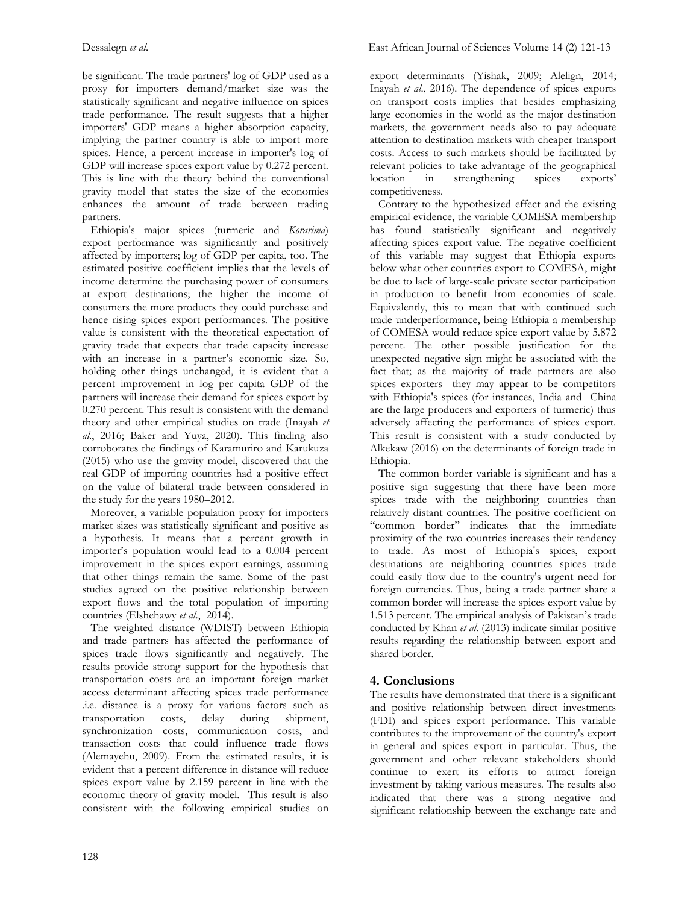be significant. The trade partners' log of GDP used as a proxy for importers demand/market size was the statistically significant and negative influence on spices trade performance. The result suggests that a higher importers' GDP means a higher absorption capacity, implying the partner country is able to import more spices. Hence, a percent increase in importer's log of GDP will increase spices export value by 0.272 percent. This is line with the theory behind the conventional gravity model that states the size of the economies enhances the amount of trade between trading partners.

Ethiopia's major spices (turmeric and *Korarima*) export performance was significantly and positively affected by importers; log of GDP per capita, too. The estimated positive coefficient implies that the levels of income determine the purchasing power of consumers at export destinations; the higher the income of consumers the more products they could purchase and hence rising spices export performances. The positive value is consistent with the theoretical expectation of gravity trade that expects that trade capacity increase with an increase in a partner's economic size. So, holding other things unchanged, it is evident that a percent improvement in log per capita GDP of the partners will increase their demand for spices export by 0.270 percent. This result is consistent with the demand theory and other empirical studies on trade (Inayah *et al*., 2016; Baker and Yuya, 2020). This finding also corroborates the findings of Karamuriro and Karukuza (2015) who use the gravity model, discovered that the real GDP of importing countries had a positive effect on the value of bilateral trade between considered in the study for the years 1980–2012.

Moreover, a variable population proxy for importers market sizes was statistically significant and positive as a hypothesis. It means that a percent growth in importer's population would lead to a 0.004 percent improvement in the spices export earnings, assuming that other things remain the same. Some of the past studies agreed on the positive relationship between export flows and the total population of importing countries (Elshehawy *et al*., 2014).

The weighted distance (WDIST) between Ethiopia and trade partners has affected the performance of spices trade flows significantly and negatively. The results provide strong support for the hypothesis that transportation costs are an important foreign market access determinant affecting spices trade performance .i.e. distance is a proxy for various factors such as transportation costs, delay during shipment, synchronization costs, communication costs, and transaction costs that could influence trade flows (Alemayehu, 2009). From the estimated results, it is evident that a percent difference in distance will reduce spices export value by 2.159 percent in line with the economic theory of gravity model. This result is also consistent with the following empirical studies on export determinants (Yishak, 2009; Aleilgn, 2014; Inayah *et al*., 2016). The dependence of spices exports on transport costs implies that besides emphasizing large economies in the world as the major destination markets, the government needs also to pay adequate attention to destination markets with cheaper transport costs. Access to such markets should be facilitated by relevant policies to take advantage of the geographical location in strengthening spices exports' competitiveness.

Contrary to the hypothesized effect and the existing empirical evidence, the variable COMESA membership has found statistically significant and negatively affecting spices export value. The negative coefficient of this variable may suggest that Ethiopia exports below what other countries export to COMESA, might be due to lack of large-scale private sector participation in production to benefit from economies of scale. Equivalently, this to mean that with continued such trade underperformance, being Ethiopia a membership of COMESA would reduce spice export value by 5.872 percent. The other possible justification for the unexpected negative sign might be associated with the fact that; as the majority of trade partners are also spices exporters they may appear to be competitors with Ethiopia's spices (for instances, India and China are the large producers and exporters of turmeric) thus adversely affecting the performance of spices export. This result is consistent with a study conducted by Alkekaw (2016) on the determinants of foreign trade in Ethiopia.

The common border variable is significant and has a positive sign suggesting that there have been more spices trade with the neighboring countries than relatively distant countries. The positive coefficient on "common border" indicates that the immediate proximity of the two countries increases their tendency to trade. As most of Ethiopia's spices, export destinations are neighboring countries spices trade could easily flow due to the country's urgent need for foreign currencies. Thus, being a trade partner share a common border will increase the spices export value by 1.513 percent. The empirical analysis of Pakistan's trade conducted by Khan *et al*. (2013) indicate similar positive results regarding the relationship between export and shared border.

## 4. Conclusions

The results have demonstrated that there is a significant and positive relationship between direct investments (FDI) and spices export performance. This variable contributes to the improvement of the country's export in general and spices export in particular. Thus, the government and other relevant stakeholders should continue to exert its efforts to attract foreign investment by taking various measures. The results also indicated that there was a strong negative and significant relationship between the exchange rate and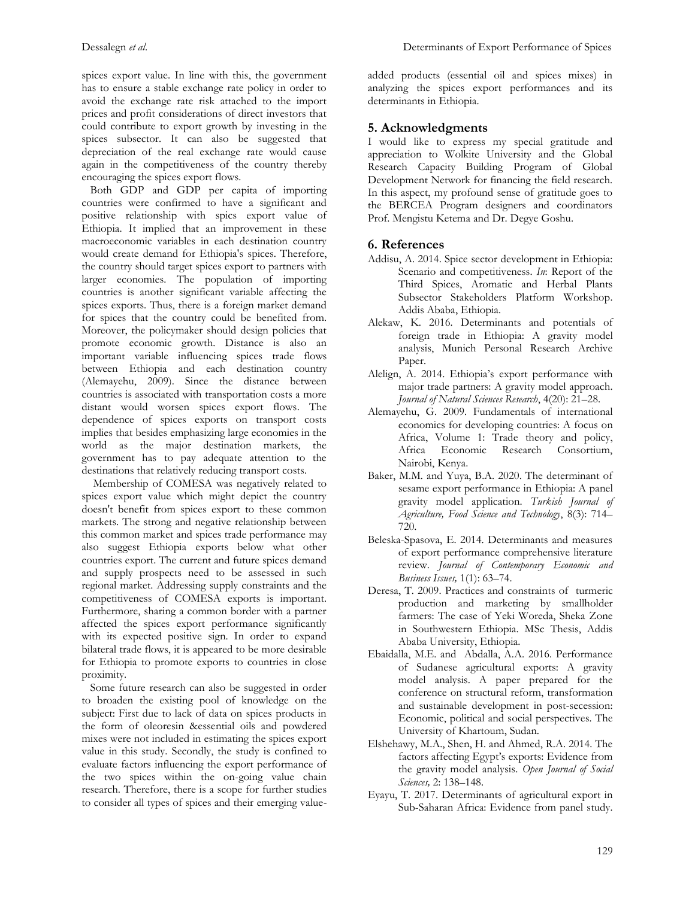spices export value. In line with this, the government has to ensure a stable exchange rate policy in order to avoid the exchange rate risk attached to the import prices and profit considerations of direct investors that could contribute to export growth by investing in the spices subsector. It can also be suggested that depreciation of the real exchange rate would cause again in the competitiveness of the country thereby encouraging the spices export flows.

Both GDP and GDP per capita of importing countries were confirmed to have a significant and positive relationship with spics export value of Ethiopia. It implied that an improvement in these macroeconomic variables in each destination country would create demand for Ethiopia's spices. Therefore, the country should target spices export to partners with larger economies. The population of importing countries is another significant variable affecting the spices exports. Thus, there is a foreign market demand for spices that the country could be benefited from. Moreover, the policymaker should design policies that promote economic growth. Distance is also an important variable influencing spices trade flows between Ethiopia and each destination country (Alemayehu, 2009). Since the distance between countries is associated with transportation costs a more distant would worsen spices export flows. The dependence of spices exports on transport costs implies that besides emphasizing large economies in the world as the major destination markets, the government has to pay adequate attention to the destinations that relatively reducing transport costs.

Membership of COMESA was negatively related to spices export value which might depict the country doesn't benefit from spices export to these common markets. The strong and negative relationship between this common market and spices trade performance may also suggest Ethiopia exports below what other countries export. The current and future spices demand and supply prospects need to be assessed in such regional market. Addressing supply constraints and the competitiveness of COMESA exports is important. Furthermore, sharing a common border with a partner affected the spices export performance significantly with its expected positive sign. In order to expand bilateral trade flows, it is appeared to be more desirable for Ethiopia to promote exports to countries in close proximity.

Some future research can also be suggested in order to broaden the existing pool of knowledge on the subject: First due to lack of data on spices products in the form of oleoresin &essential oils and powdered mixes were not included in estimating the spices export value in this study. Secondly, the study is confined to evaluate factors influencing the export performance of the two spices within the on-going value chain research. Therefore, there is a scope for further studies to consider all types of spices and their emerging value-added products (essential oil and spices mixes) in analyzing the spices export performances and its determinants in Ethiopia.

## 5. Acknowledgments

I would like to express my special gratitude and appreciation to Wolkite University and the Global Research Capacity Building Program of Global Development Network for financing the field research. In this aspect, my profound sense of gratitude goes to the BERCEA Program designers and coordinators Prof. Mengistu Ketema and Dr. Degye Goshu.

## 6. References

Addisu, A. 2014. Spice sector development in Ethiopia: Scenario and competitiveness. *In*: Report of the Third Spices, Aromatic and Herbal Plants Subsector Stakeholders Platform Workshop. Addis Ababa, Ethiopia.

Alekaw, K. 2016. Determinants and potentials of foreign trade in Ethiopia: A gravity model analysis, Munich Personal Research Archive Paper.

Alelign, A. 2014. Ethiopia's export performance with major trade partners: A gravity model approach. *Journal of Natural Sciences Research*, 4(20): 21–28.

Alemayehu, G. 2009. Fundamentals of international economics for developing countries: A focus on Africa, Volume 1: Trade theory and policy, Africa Economic Research Consortium, Nairobi, Kenya.

Baker, M.M. and Yuya, B.A. 2020. The determinant of sesame export performance in Ethiopia: A panel gravity model application. *Turkish Journal of Agriculture, Food Science and Technology*, 8(3): 714–720.

Beleska-Spasova, E. 2014. Determinants and measures of export performance comprehensive literature review. *Journal of Contemporary Economic and Business Issues,* 1(1): 63–74.

Deresa, T. 2009. Practices and constraints of turmeric production and marketing by smallholder farmers: The case of Yeki Woreda, Sheka Zone in Southwestern Ethiopia. MSc Thesis, Addis Ababa University, Ethiopia.

Ebaidalla, M.E. and Abdalla, A.A. 2016. Performance of Sudanese agricultural exports: A gravity model analysis. A paper prepared for the conference on structural reform, transformation and sustainable development in post-secession: Economic, political and social perspectives. The University of Khartoum, Sudan.

Elshehawy, M.A., Shen, H. and Ahmed, R.A. 2014. The factors affecting Egypt's exports: Evidence from the gravity model analysis. *Open Journal of Social Sciences,* 2: 138–148.

Eyayu, T. 2017. Determinants of agricultural export in Sub-Saharan Africa: Evidence from panel study.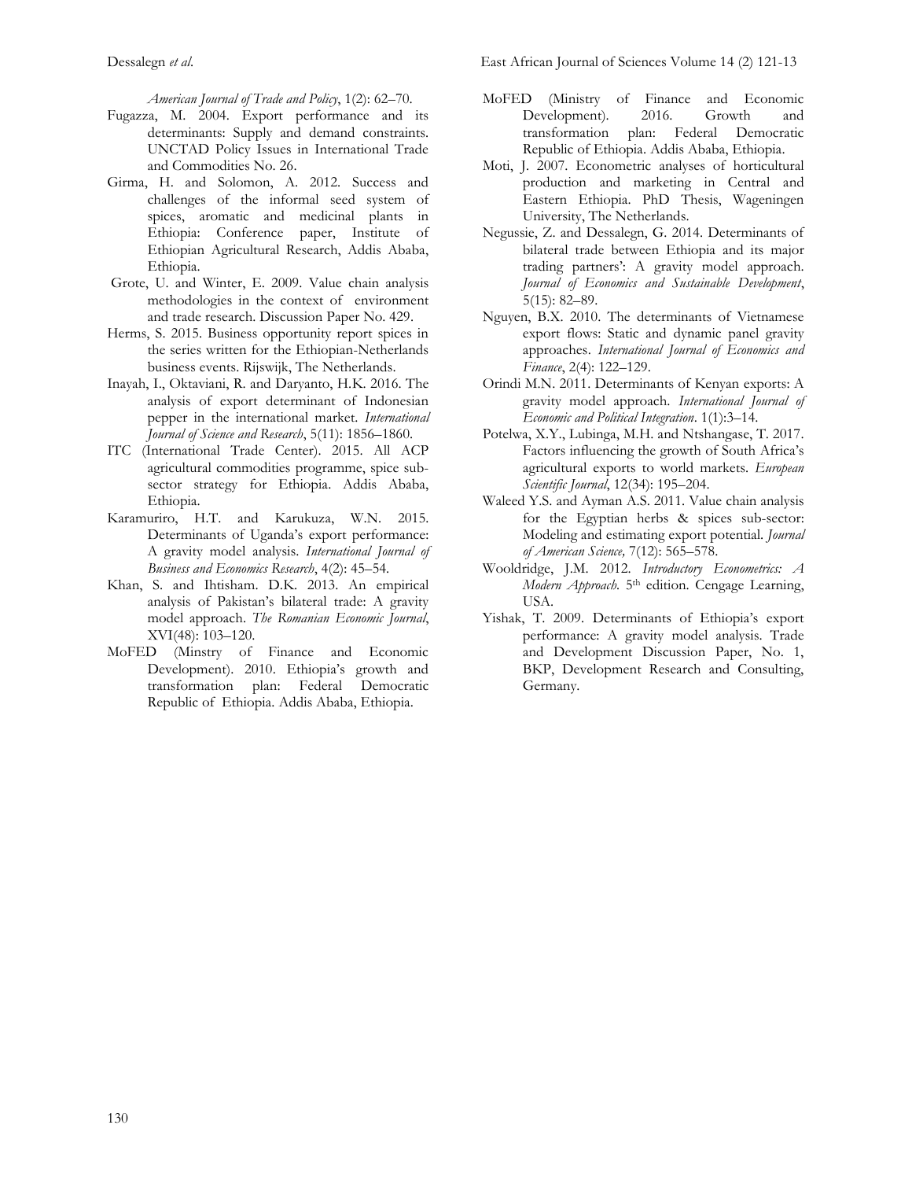*American Journal of Trade and Policy*, 1(2): 62–70.

Fugazza, M. 2004. Export performance and its determinants: Supply and demand constraints. UNCTAD Policy Issues in International Trade and Commodities No. 26.

Girma, H. and Solomon, A. 2012. Success and challenges of the informal seed system of spices, aromatic and medicinal plants in Ethiopia: Conference paper, Institute of Ethiopian Agricultural Research, Addis Ababa, Ethiopia.

Grote, U. and Winter, E. 2009. Value chain analysis methodologies in the context of environment and trade research. Discussion Paper No. 429.

Herms, S. 2015. Business opportunity report spices in the series written for the Ethiopian-Netherlands business events. Rijswijk, The Netherlands.

Inayah, I., Oktaviani, R. and Daryanto, H.K. 2016. The analysis of export determinant of Indonesian pepper in the international market. *International Journal of Science and Research*, 5(11): 1856–1860.

ITC (International Trade Center). 2015. All ACP agricultural commodities programme, spice sub-sector strategy for Ethiopia. Addis Ababa, Ethiopia.

Karamuriro, H.T. and Karukuza, W.N. 2015. Determinants of Uganda's export performance: A gravity model analysis. *International Journal of Business and Economics Research*, 4(2): 45–54.

Khan, S. and Ihtisham. D.K. 2013. An empirical analysis of Pakistan's bilateral trade: A gravity model approach. *The Romanian Economic Journal*, XVI(48): 103–120.

MoFED (Minstry of Finance and Economic Development). 2010. Ethiopia's growth and transformation plan: Federal Democratic Republic of Ethiopia. Addis Ababa, Ethiopia.

MoFED (Ministry of Finance and Economic Development). 2016. Growth and transformation plan: Federal Democratic Republic of Ethiopia. Addis Ababa, Ethiopia.

Moti, J. 2007. Econometric analyses of horticultural production and marketing in Central and Eastern Ethiopia. PhD Thesis, Wageningen University, The Netherlands.

Negussie, Z. and Dessalegn, G. 2014. Determinants of bilateral trade between Ethiopia and its major trading partners': A gravity model approach. *Journal of Economics and Sustainable Development*, 5(15): 82–89.

Nguyen, B.X. 2010. The determinants of Vietnamese export flows: Static and dynamic panel gravity approaches. *International Journal of Economics and Finance*, 2(4): 122–129.

Orindi M.N. 2011. Determinants of Kenyan exports: A gravity model approach. *International Journal of Economic and Political Integration*. 1(1):3–14.

Potelwa, X.Y., Lubinga, M.H. and Ntshangase, T. 2017. Factors influencing the growth of South Africa's agricultural exports to world markets. *European Scientific Journal*, 12(34): 195–204.

Waleed Y.S. and Ayman A.S. 2011. Value chain analysis for the Egyptian herbs & spices sub-sector: Modeling and estimating export potential. *Journal of American Science,* 7(12): 565–578.

Wooldridge, J.M. 2012. *Introductory Econometrics: A Modern Approach*. 5th edition. Cengage Learning, USA.

Yishak, T. 2009. Determinants of Ethiopia's export performance: A gravity model analysis. Trade and Development Discussion Paper, No. 1, BKP, Development Research and Consulting, Germany.